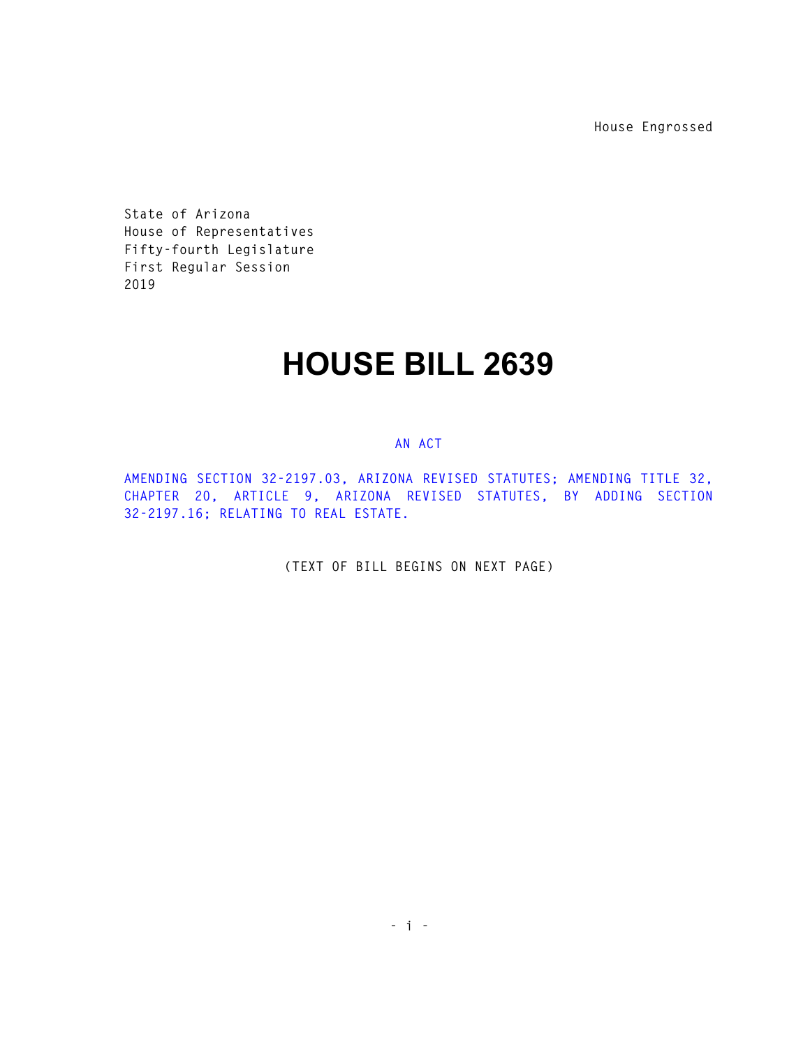House Engrossed

State of Arizona
House of Representatives
Fifty-fourth Legislature
First Regular Session
2019

# HOUSE BILL 2639

AN ACT

AMENDING SECTION 32-2197.03, ARIZONA REVISED STATUTES; AMENDING TITLE 32, CHAPTER 20, ARTICLE 9, ARIZONA REVISED STATUTES, BY ADDING SECTION 32-2197.16; RELATING TO REAL ESTATE.

(TEXT OF BILL BEGINS ON NEXT PAGE)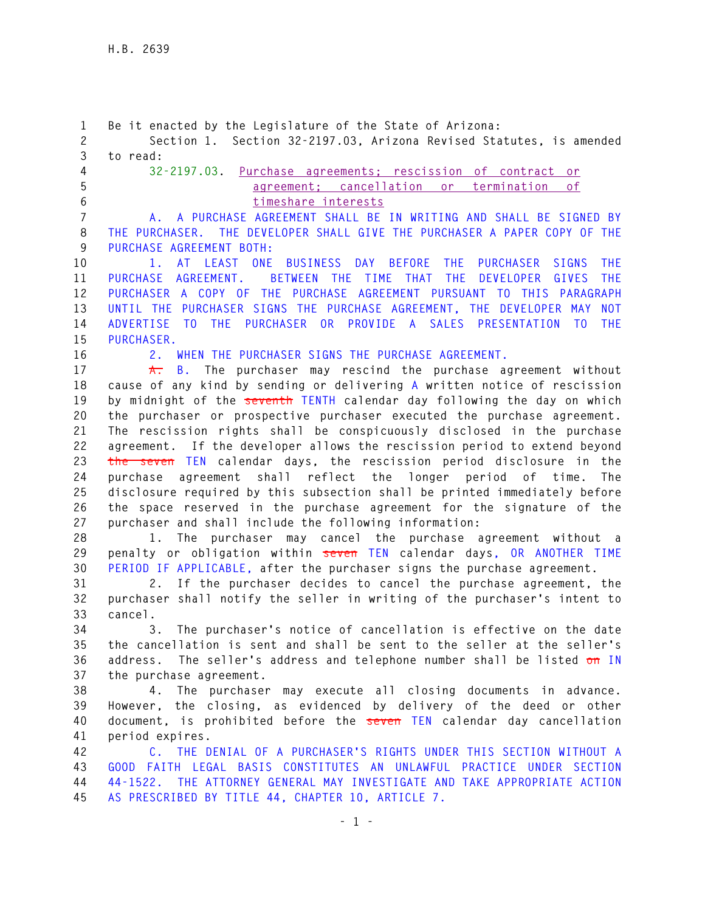Be it enacted by the Legislature of the State of Arizona:

Section 1. Section 32-2197.03, Arizona Revised Statutes, is amended to read:

32-2197.03. Purchase agreements; rescission of contract or agreement; cancellation or termination of timeshare interests

A. A PURCHASE AGREEMENT SHALL BE IN WRITING AND SHALL BE SIGNED BY THE PURCHASER. THE DEVELOPER SHALL GIVE THE PURCHASER A PAPER COPY OF THE PURCHASE AGREEMENT BOTH:

1. AT LEAST ONE BUSINESS DAY BEFORE THE PURCHASER SIGNS THE PURCHASE AGREEMENT. BETWEEN THE TIME THAT THE DEVELOPER GIVES THE PURCHASER A COPY OF THE PURCHASE AGREEMENT PURSUANT TO THIS PARAGRAPH UNTIL THE PURCHASER SIGNS THE PURCHASE AGREEMENT, THE DEVELOPER MAY NOT ADVERTISE TO THE PURCHASER OR PROVIDE A SALES PRESENTATION TO THE PURCHASER.

2. WHEN THE PURCHASER SIGNS THE PURCHASE AGREEMENT.

~~A.~~ B. The purchaser may rescind the purchase agreement without cause of any kind by sending or delivering A written notice of rescission by midnight of the ~~seventh~~ TENTH calendar day following the day on which the purchaser or prospective purchaser executed the purchase agreement. The rescission rights shall be conspicuously disclosed in the purchase agreement. If the developer allows the rescission period to extend beyond ~~the seven~~ TEN calendar days, the rescission period disclosure in the purchase agreement shall reflect the longer period of time. The disclosure required by this subsection shall be printed immediately before the space reserved in the purchase agreement for the signature of the purchaser and shall include the following information:

1. The purchaser may cancel the purchase agreement without a penalty or obligation within ~~seven~~ TEN calendar days, OR ANOTHER TIME PERIOD IF APPLICABLE, after the purchaser signs the purchase agreement.

2. If the purchaser decides to cancel the purchase agreement, the purchaser shall notify the seller in writing of the purchaser's intent to cancel.

3. The purchaser's notice of cancellation is effective on the date the cancellation is sent and shall be sent to the seller at the seller's address. The seller's address and telephone number shall be listed ~~on~~ IN the purchase agreement.

4. The purchaser may execute all closing documents in advance. However, the closing, as evidenced by delivery of the deed or other document, is prohibited before the ~~seven~~ TEN calendar day cancellation period expires.

C. THE DENIAL OF A PURCHASER'S RIGHTS UNDER THIS SECTION WITHOUT A GOOD FAITH LEGAL BASIS CONSTITUTES AN UNLAWFUL PRACTICE UNDER SECTION 44-1522. THE ATTORNEY GENERAL MAY INVESTIGATE AND TAKE APPROPRIATE ACTION AS PRESCRIBED BY TITLE 44, CHAPTER 10, ARTICLE 7.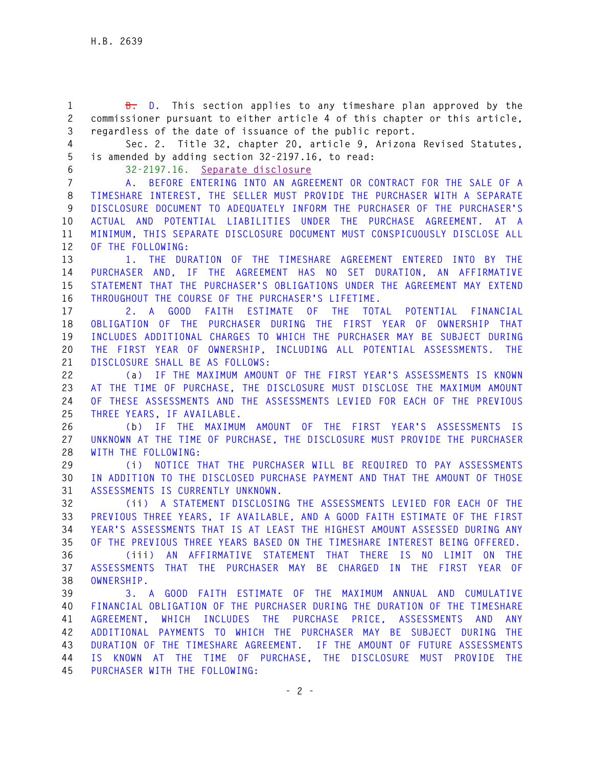~~B.~~ D. This section applies to any timeshare plan approved by the commissioner pursuant to either article 4 of this chapter or this article, regardless of the date of issuance of the public report.

Sec. 2. Title 32, chapter 20, article 9, Arizona Revised Statutes, is amended by adding section 32-2197.16, to read:

32-2197.16. Separate disclosure

A. BEFORE ENTERING INTO AN AGREEMENT OR CONTRACT FOR THE SALE OF A TIMESHARE INTEREST, THE SELLER MUST PROVIDE THE PURCHASER WITH A SEPARATE DISCLOSURE DOCUMENT TO ADEQUATELY INFORM THE PURCHASER OF THE PURCHASER'S ACTUAL AND POTENTIAL LIABILITIES UNDER THE PURCHASE AGREEMENT. AT A MINIMUM, THIS SEPARATE DISCLOSURE DOCUMENT MUST CONSPICUOUSLY DISCLOSE ALL OF THE FOLLOWING:

1. THE DURATION OF THE TIMESHARE AGREEMENT ENTERED INTO BY THE PURCHASER AND, IF THE AGREEMENT HAS NO SET DURATION, AN AFFIRMATIVE STATEMENT THAT THE PURCHASER'S OBLIGATIONS UNDER THE AGREEMENT MAY EXTEND THROUGHOUT THE COURSE OF THE PURCHASER'S LIFETIME.

2. A GOOD FAITH ESTIMATE OF THE TOTAL POTENTIAL FINANCIAL OBLIGATION OF THE PURCHASER DURING THE FIRST YEAR OF OWNERSHIP THAT INCLUDES ADDITIONAL CHARGES TO WHICH THE PURCHASER MAY BE SUBJECT DURING THE FIRST YEAR OF OWNERSHIP, INCLUDING ALL POTENTIAL ASSESSMENTS. THE DISCLOSURE SHALL BE AS FOLLOWS:

(a) IF THE MAXIMUM AMOUNT OF THE FIRST YEAR'S ASSESSMENTS IS KNOWN AT THE TIME OF PURCHASE, THE DISCLOSURE MUST DISCLOSE THE MAXIMUM AMOUNT OF THESE ASSESSMENTS AND THE ASSESSMENTS LEVIED FOR EACH OF THE PREVIOUS THREE YEARS, IF AVAILABLE.

(b) IF THE MAXIMUM AMOUNT OF THE FIRST YEAR'S ASSESSMENTS IS UNKNOWN AT THE TIME OF PURCHASE, THE DISCLOSURE MUST PROVIDE THE PURCHASER WITH THE FOLLOWING:

(i) NOTICE THAT THE PURCHASER WILL BE REQUIRED TO PAY ASSESSMENTS IN ADDITION TO THE DISCLOSED PURCHASE PAYMENT AND THAT THE AMOUNT OF THOSE ASSESSMENTS IS CURRENTLY UNKNOWN.

(ii) A STATEMENT DISCLOSING THE ASSESSMENTS LEVIED FOR EACH OF THE PREVIOUS THREE YEARS, IF AVAILABLE, AND A GOOD FAITH ESTIMATE OF THE FIRST YEAR'S ASSESSMENTS THAT IS AT LEAST THE HIGHEST AMOUNT ASSESSED DURING ANY OF THE PREVIOUS THREE YEARS BASED ON THE TIMESHARE INTEREST BEING OFFERED.

(iii) AN AFFIRMATIVE STATEMENT THAT THERE IS NO LIMIT ON THE ASSESSMENTS THAT THE PURCHASER MAY BE CHARGED IN THE FIRST YEAR OF OWNERSHIP.

3. A GOOD FAITH ESTIMATE OF THE MAXIMUM ANNUAL AND CUMULATIVE FINANCIAL OBLIGATION OF THE PURCHASER DURING THE DURATION OF THE TIMESHARE AGREEMENT, WHICH INCLUDES THE PURCHASE PRICE, ASSESSMENTS AND ANY ADDITIONAL PAYMENTS TO WHICH THE PURCHASER MAY BE SUBJECT DURING THE DURATION OF THE TIMESHARE AGREEMENT. IF THE AMOUNT OF FUTURE ASSESSMENTS IS KNOWN AT THE TIME OF PURCHASE, THE DISCLOSURE MUST PROVIDE THE PURCHASER WITH THE FOLLOWING: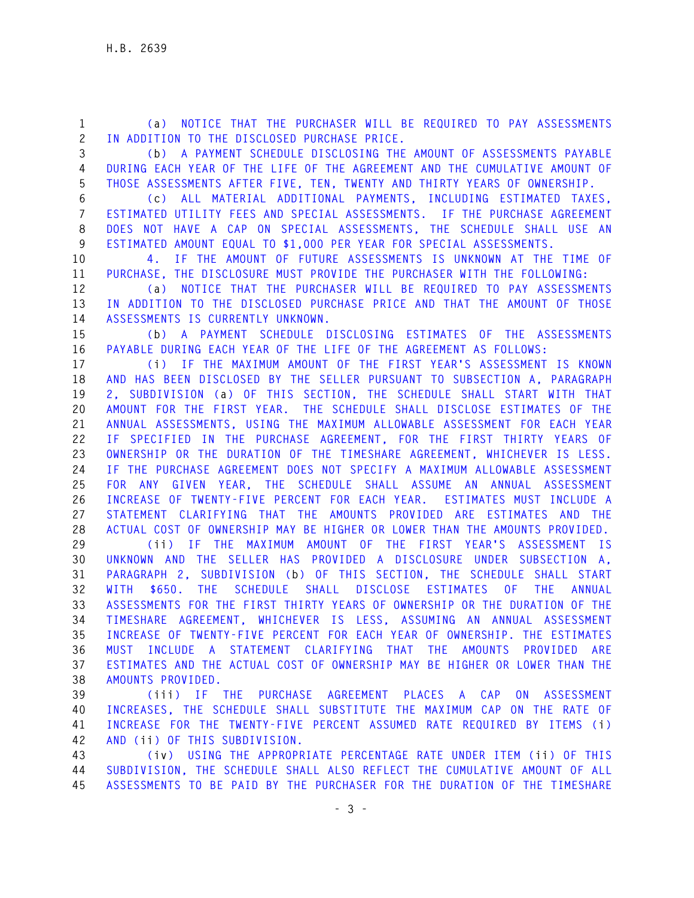(a) NOTICE THAT THE PURCHASER WILL BE REQUIRED TO PAY ASSESSMENTS IN ADDITION TO THE DISCLOSED PURCHASE PRICE.

(b) A PAYMENT SCHEDULE DISCLOSING THE AMOUNT OF ASSESSMENTS PAYABLE DURING EACH YEAR OF THE LIFE OF THE AGREEMENT AND THE CUMULATIVE AMOUNT OF THOSE ASSESSMENTS AFTER FIVE, TEN, TWENTY AND THIRTY YEARS OF OWNERSHIP.

(c) ALL MATERIAL ADDITIONAL PAYMENTS, INCLUDING ESTIMATED TAXES, ESTIMATED UTILITY FEES AND SPECIAL ASSESSMENTS. IF THE PURCHASE AGREEMENT DOES NOT HAVE A CAP ON SPECIAL ASSESSMENTS, THE SCHEDULE SHALL USE AN ESTIMATED AMOUNT EQUAL TO $1,000 PER YEAR FOR SPECIAL ASSESSMENTS.

4. IF THE AMOUNT OF FUTURE ASSESSMENTS IS UNKNOWN AT THE TIME OF PURCHASE, THE DISCLOSURE MUST PROVIDE THE PURCHASER WITH THE FOLLOWING:

(a) NOTICE THAT THE PURCHASER WILL BE REQUIRED TO PAY ASSESSMENTS IN ADDITION TO THE DISCLOSED PURCHASE PRICE AND THAT THE AMOUNT OF THOSE ASSESSMENTS IS CURRENTLY UNKNOWN.

(b) A PAYMENT SCHEDULE DISCLOSING ESTIMATES OF THE ASSESSMENTS PAYABLE DURING EACH YEAR OF THE LIFE OF THE AGREEMENT AS FOLLOWS:

(i) IF THE MAXIMUM AMOUNT OF THE FIRST YEAR'S ASSESSMENT IS KNOWN AND HAS BEEN DISCLOSED BY THE SELLER PURSUANT TO SUBSECTION A, PARAGRAPH 2, SUBDIVISION (a) OF THIS SECTION, THE SCHEDULE SHALL START WITH THAT AMOUNT FOR THE FIRST YEAR. THE SCHEDULE SHALL DISCLOSE ESTIMATES OF THE ANNUAL ASSESSMENTS, USING THE MAXIMUM ALLOWABLE ASSESSMENT FOR EACH YEAR IF SPECIFIED IN THE PURCHASE AGREEMENT, FOR THE FIRST THIRTY YEARS OF OWNERSHIP OR THE DURATION OF THE TIMESHARE AGREEMENT, WHICHEVER IS LESS. IF THE PURCHASE AGREEMENT DOES NOT SPECIFY A MAXIMUM ALLOWABLE ASSESSMENT FOR ANY GIVEN YEAR, THE SCHEDULE SHALL ASSUME AN ANNUAL ASSESSMENT INCREASE OF TWENTY-FIVE PERCENT FOR EACH YEAR. ESTIMATES MUST INCLUDE A STATEMENT CLARIFYING THAT THE AMOUNTS PROVIDED ARE ESTIMATES AND THE ACTUAL COST OF OWNERSHIP MAY BE HIGHER OR LOWER THAN THE AMOUNTS PROVIDED.

(ii) IF THE MAXIMUM AMOUNT OF THE FIRST YEAR'S ASSESSMENT IS UNKNOWN AND THE SELLER HAS PROVIDED A DISCLOSURE UNDER SUBSECTION A, PARAGRAPH 2, SUBDIVISION (b) OF THIS SECTION, THE SCHEDULE SHALL START WITH $650. THE SCHEDULE SHALL DISCLOSE ESTIMATES OF THE ANNUAL ASSESSMENTS FOR THE FIRST THIRTY YEARS OF OWNERSHIP OR THE DURATION OF THE TIMESHARE AGREEMENT, WHICHEVER IS LESS, ASSUMING AN ANNUAL ASSESSMENT INCREASE OF TWENTY-FIVE PERCENT FOR EACH YEAR OF OWNERSHIP. THE ESTIMATES MUST INCLUDE A STATEMENT CLARIFYING THAT THE AMOUNTS PROVIDED ARE ESTIMATES AND THE ACTUAL COST OF OWNERSHIP MAY BE HIGHER OR LOWER THAN THE AMOUNTS PROVIDED.

(iii) IF THE PURCHASE AGREEMENT PLACES A CAP ON ASSESSMENT INCREASES, THE SCHEDULE SHALL SUBSTITUTE THE MAXIMUM CAP ON THE RATE OF INCREASE FOR THE TWENTY-FIVE PERCENT ASSUMED RATE REQUIRED BY ITEMS (i) AND (ii) OF THIS SUBDIVISION.

(iv) USING THE APPROPRIATE PERCENTAGE RATE UNDER ITEM (ii) OF THIS SUBDIVISION, THE SCHEDULE SHALL ALSO REFLECT THE CUMULATIVE AMOUNT OF ALL ASSESSMENTS TO BE PAID BY THE PURCHASER FOR THE DURATION OF THE TIMESHARE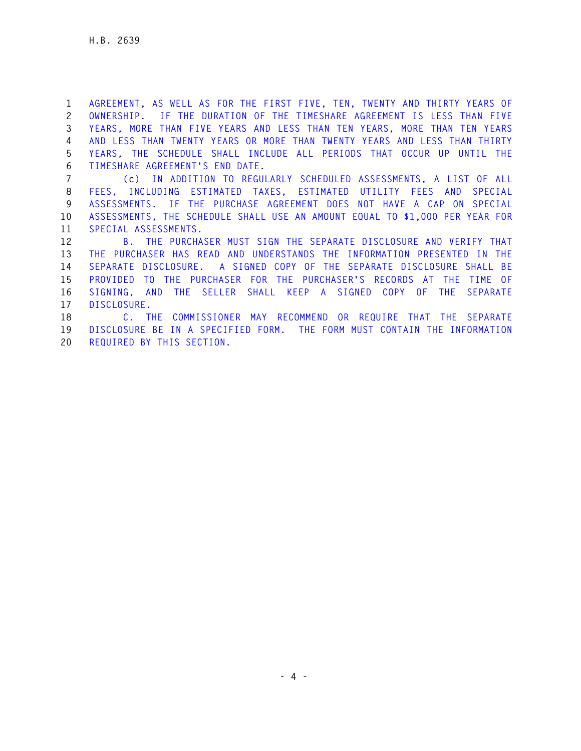AGREEMENT, AS WELL AS FOR THE FIRST FIVE, TEN, TWENTY AND THIRTY YEARS OF OWNERSHIP. IF THE DURATION OF THE TIMESHARE AGREEMENT IS LESS THAN FIVE YEARS, MORE THAN FIVE YEARS AND LESS THAN TEN YEARS, MORE THAN TEN YEARS AND LESS THAN TWENTY YEARS OR MORE THAN TWENTY YEARS AND LESS THAN THIRTY YEARS, THE SCHEDULE SHALL INCLUDE ALL PERIODS THAT OCCUR UP UNTIL THE TIMESHARE AGREEMENT'S END DATE.

(c) IN ADDITION TO REGULARLY SCHEDULED ASSESSMENTS, A LIST OF ALL FEES, INCLUDING ESTIMATED TAXES, ESTIMATED UTILITY FEES AND SPECIAL ASSESSMENTS. IF THE PURCHASE AGREEMENT DOES NOT HAVE A CAP ON SPECIAL ASSESSMENTS, THE SCHEDULE SHALL USE AN AMOUNT EQUAL TO $1,000 PER YEAR FOR SPECIAL ASSESSMENTS.

B. THE PURCHASER MUST SIGN THE SEPARATE DISCLOSURE AND VERIFY THAT THE PURCHASER HAS READ AND UNDERSTANDS THE INFORMATION PRESENTED IN THE SEPARATE DISCLOSURE. A SIGNED COPY OF THE SEPARATE DISCLOSURE SHALL BE PROVIDED TO THE PURCHASER FOR THE PURCHASER'S RECORDS AT THE TIME OF SIGNING, AND THE SELLER SHALL KEEP A SIGNED COPY OF THE SEPARATE DISCLOSURE.

C. THE COMMISSIONER MAY RECOMMEND OR REQUIRE THAT THE SEPARATE DISCLOSURE BE IN A SPECIFIED FORM. THE FORM MUST CONTAIN THE INFORMATION REQUIRED BY THIS SECTION.